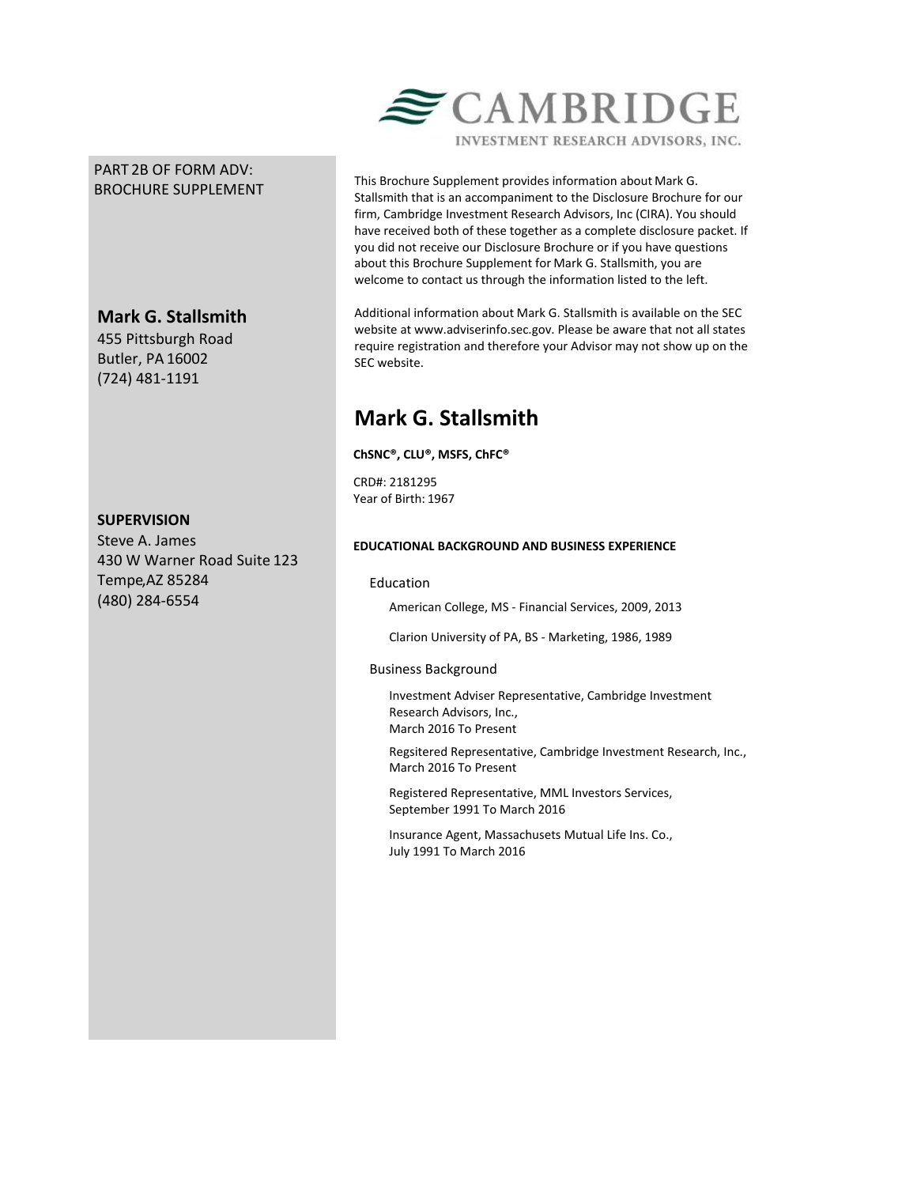CAMBRIDGE

INVESTMENT RESEARCH ADVISORS, INC.

PART 2B OF FORM ADV:
BROCHURE SUPPLEMENT

**Mark G. Stallsmith**
455 Pittsburgh Road
Butler, PA 16002
(724) 481-1191

**SUPERVISION**
Steve A. James
430 W Warner Road Suite 123
Tempe,AZ 85284
(480) 284-6554

This Brochure Supplement provides information about Mark G. Stallsmith that is an accompaniment to the Disclosure Brochure for our firm, Cambridge Investment Research Advisors, Inc (CIRA). You should have received both of these together as a complete disclosure packet. If you did not receive our Disclosure Brochure or if you have questions about this Brochure Supplement for Mark G. Stallsmith, you are welcome to contact us through the information listed to the left.

Additional information about Mark G. Stallsmith is available on the SEC website at www.adviserinfo.sec.gov. Please be aware that not all states require registration and therefore your Advisor may not show up on the SEC website.

# Mark G. Stallsmith

**ChSNC®, CLU®, MSFS, ChFC®**

CRD#: 2181295
Year of Birth: 1967

### EDUCATIONAL BACKGROUND AND BUSINESS EXPERIENCE

Education

American College, MS - Financial Services, 2009, 2013

Clarion University of PA, BS - Marketing, 1986, 1989

Business Background

Investment Adviser Representative, Cambridge Investment Research Advisors, Inc.,
March 2016 To Present

Regsitered Representative, Cambridge Investment Research, Inc.,
March 2016 To Present

Registered Representative, MML Investors Services,
September 1991 To March 2016

Insurance Agent, Massachusets Mutual Life Ins. Co.,
July 1991 To March 2016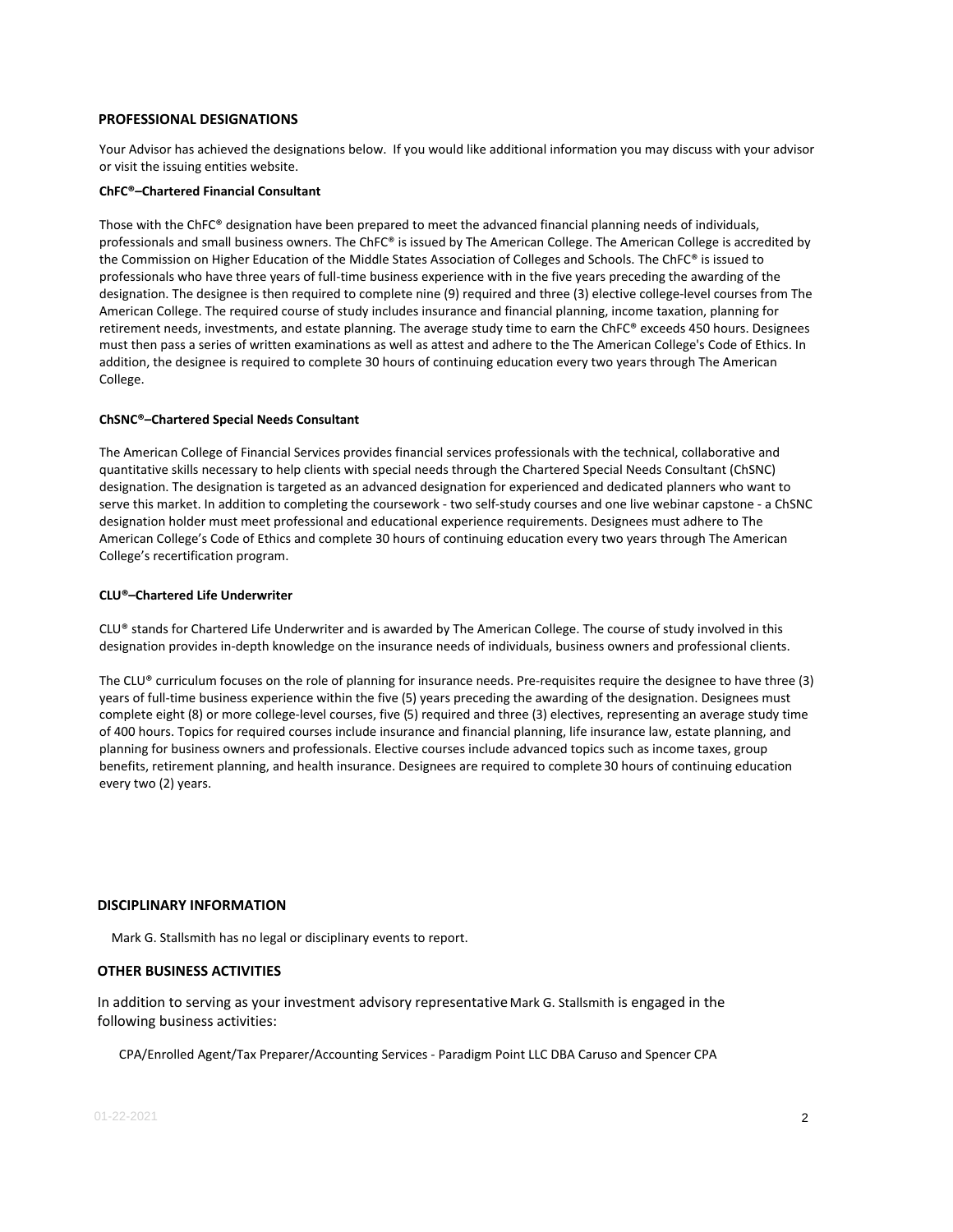## PROFESSIONAL DESIGNATIONS

Your Advisor has achieved the designations below. If you would like additional information you may discuss with your advisor or visit the issuing entities website.

### ChFC®–Chartered Financial Consultant

Those with the ChFC® designation have been prepared to meet the advanced financial planning needs of individuals, professionals and small business owners. The ChFC® is issued by The American College. The American College is accredited by the Commission on Higher Education of the Middle States Association of Colleges and Schools. The ChFC® is issued to professionals who have three years of full-time business experience with in the five years preceding the awarding of the designation. The designee is then required to complete nine (9) required and three (3) elective college-level courses from The American College. The required course of study includes insurance and financial planning, income taxation, planning for retirement needs, investments, and estate planning. The average study time to earn the ChFC® exceeds 450 hours. Designees must then pass a series of written examinations as well as attest and adhere to the The American College's Code of Ethics. In addition, the designee is required to complete 30 hours of continuing education every two years through The American College.

### ChSNC®–Chartered Special Needs Consultant

The American College of Financial Services provides financial services professionals with the technical, collaborative and quantitative skills necessary to help clients with special needs through the Chartered Special Needs Consultant (ChSNC) designation. The designation is targeted as an advanced designation for experienced and dedicated planners who want to serve this market. In addition to completing the coursework - two self-study courses and one live webinar capstone - a ChSNC designation holder must meet professional and educational experience requirements. Designees must adhere to The American College's Code of Ethics and complete 30 hours of continuing education every two years through The American College's recertification program.

### CLU®–Chartered Life Underwriter

CLU® stands for Chartered Life Underwriter and is awarded by The American College. The course of study involved in this designation provides in-depth knowledge on the insurance needs of individuals, business owners and professional clients.

The CLU® curriculum focuses on the role of planning for insurance needs. Pre-requisites require the designee to have three (3) years of full-time business experience within the five (5) years preceding the awarding of the designation. Designees must complete eight (8) or more college-level courses, five (5) required and three (3) electives, representing an average study time of 400 hours. Topics for required courses include insurance and financial planning, life insurance law, estate planning, and planning for business owners and professionals. Elective courses include advanced topics such as income taxes, group benefits, retirement planning, and health insurance. Designees are required to complete 30 hours of continuing education every two (2) years.

## DISCIPLINARY INFORMATION

Mark G. Stallsmith has no legal or disciplinary events to report.

## OTHER BUSINESS ACTIVITIES

In addition to serving as your investment advisory representative Mark G. Stallsmith is engaged in the following business activities:

CPA/Enrolled Agent/Tax Preparer/Accounting Services - Paradigm Point LLC DBA Caruso and Spencer CPA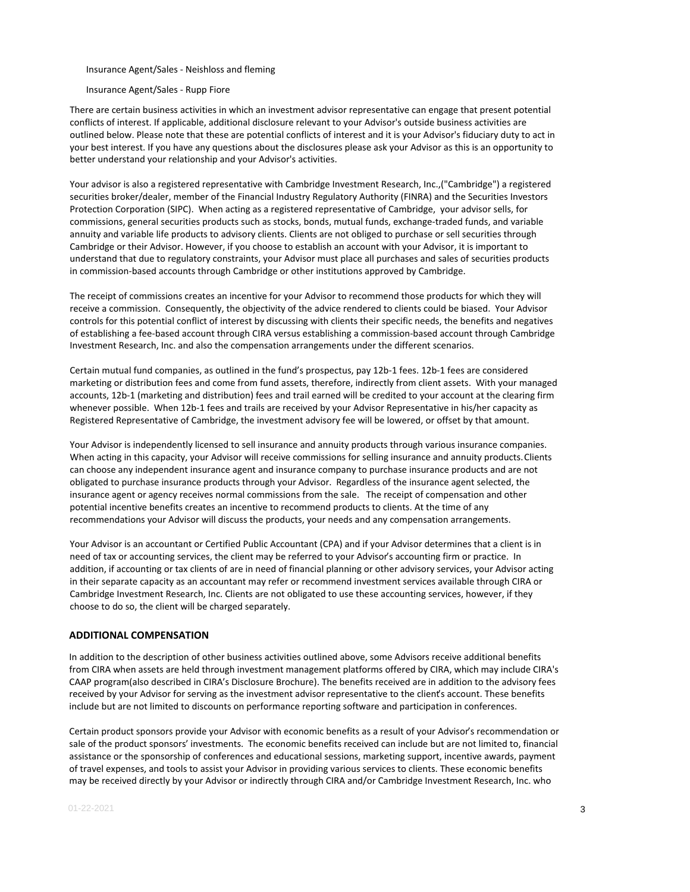Insurance Agent/Sales - Neishloss and fleming

Insurance Agent/Sales - Rupp Fiore

There are certain business activities in which an investment advisor representative can engage that present potential conflicts of interest. If applicable, additional disclosure relevant to your Advisor's outside business activities are outlined below. Please note that these are potential conflicts of interest and it is your Advisor's fiduciary duty to act in your best interest. If you have any questions about the disclosures please ask your Advisor as this is an opportunity to better understand your relationship and your Advisor's activities.

Your advisor is also a registered representative with Cambridge Investment Research, Inc.,("Cambridge") a registered securities broker/dealer, member of the Financial Industry Regulatory Authority (FINRA) and the Securities Investors Protection Corporation (SIPC). When acting as a registered representative of Cambridge, your advisor sells, for commissions, general securities products such as stocks, bonds, mutual funds, exchange-traded funds, and variable annuity and variable life products to advisory clients. Clients are not obliged to purchase or sell securities through Cambridge or their Advisor. However, if you choose to establish an account with your Advisor, it is important to understand that due to regulatory constraints, your Advisor must place all purchases and sales of securities products in commission-based accounts through Cambridge or other institutions approved by Cambridge.

The receipt of commissions creates an incentive for your Advisor to recommend those products for which they will receive a commission. Consequently, the objectivity of the advice rendered to clients could be biased. Your Advisor controls for this potential conflict of interest by discussing with clients their specific needs, the benefits and negatives of establishing a fee-based account through CIRA versus establishing a commission-based account through Cambridge Investment Research, Inc. and also the compensation arrangements under the different scenarios.

Certain mutual fund companies, as outlined in the fund's prospectus, pay 12b-1 fees. 12b-1 fees are considered marketing or distribution fees and come from fund assets, therefore, indirectly from client assets. With your managed accounts, 12b-1 (marketing and distribution) fees and trail earned will be credited to your account at the clearing firm whenever possible. When 12b-1 fees and trails are received by your Advisor Representative in his/her capacity as Registered Representative of Cambridge, the investment advisory fee will be lowered, or offset by that amount.

Your Advisor is independently licensed to sell insurance and annuity products through various insurance companies. When acting in this capacity, your Advisor will receive commissions for selling insurance and annuity products. Clients can choose any independent insurance agent and insurance company to purchase insurance products and are not obligated to purchase insurance products through your Advisor. Regardless of the insurance agent selected, the insurance agent or agency receives normal commissions from the sale. The receipt of compensation and other potential incentive benefits creates an incentive to recommend products to clients. At the time of any recommendations your Advisor will discuss the products, your needs and any compensation arrangements.

Your Advisor is an accountant or Certified Public Accountant (CPA) and if your Advisor determines that a client is in need of tax or accounting services, the client may be referred to your Advisor's accounting firm or practice. In addition, if accounting or tax clients of are in need of financial planning or other advisory services, your Advisor acting in their separate capacity as an accountant may refer or recommend investment services available through CIRA or Cambridge Investment Research, Inc. Clients are not obligated to use these accounting services, however, if they choose to do so, the client will be charged separately.

## ADDITIONAL COMPENSATION

In addition to the description of other business activities outlined above, some Advisors receive additional benefits from CIRA when assets are held through investment management platforms offered by CIRA, which may include CIRA's CAAP program(also described in CIRA's Disclosure Brochure). The benefits received are in addition to the advisory fees received by your Advisor for serving as the investment advisor representative to the client's account. These benefits include but are not limited to discounts on performance reporting software and participation in conferences.

Certain product sponsors provide your Advisor with economic benefits as a result of your Advisor's recommendation or sale of the product sponsors' investments. The economic benefits received can include but are not limited to, financial assistance or the sponsorship of conferences and educational sessions, marketing support, incentive awards, payment of travel expenses, and tools to assist your Advisor in providing various services to clients. These economic benefits may be received directly by your Advisor or indirectly through CIRA and/or Cambridge Investment Research, Inc. who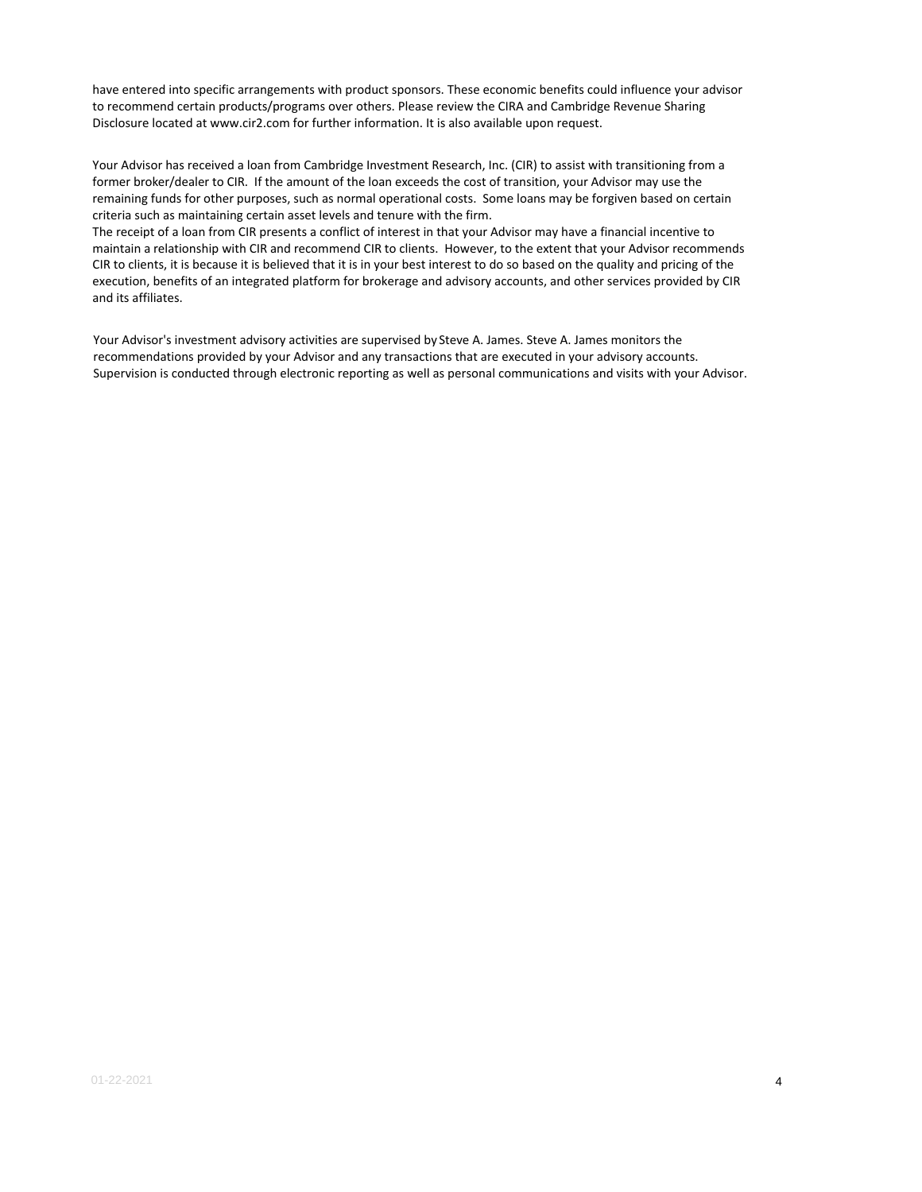have entered into specific arrangements with product sponsors. These economic benefits could influence your advisor to recommend certain products/programs over others. Please review the CIRA and Cambridge Revenue Sharing Disclosure located at www.cir2.com for further information. It is also available upon request.

Your Advisor has received a loan from Cambridge Investment Research, Inc. (CIR) to assist with transitioning from a former broker/dealer to CIR. If the amount of the loan exceeds the cost of transition, your Advisor may use the remaining funds for other purposes, such as normal operational costs. Some loans may be forgiven based on certain criteria such as maintaining certain asset levels and tenure with the firm.
The receipt of a loan from CIR presents a conflict of interest in that your Advisor may have a financial incentive to maintain a relationship with CIR and recommend CIR to clients. However, to the extent that your Advisor recommends CIR to clients, it is because it is believed that it is in your best interest to do so based on the quality and pricing of the execution, benefits of an integrated platform for brokerage and advisory accounts, and other services provided by CIR and its affiliates.

Your Advisor's investment advisory activities are supervised by Steve A. James. Steve A. James monitors the recommendations provided by your Advisor and any transactions that are executed in your advisory accounts. Supervision is conducted through electronic reporting as well as personal communications and visits with your Advisor.